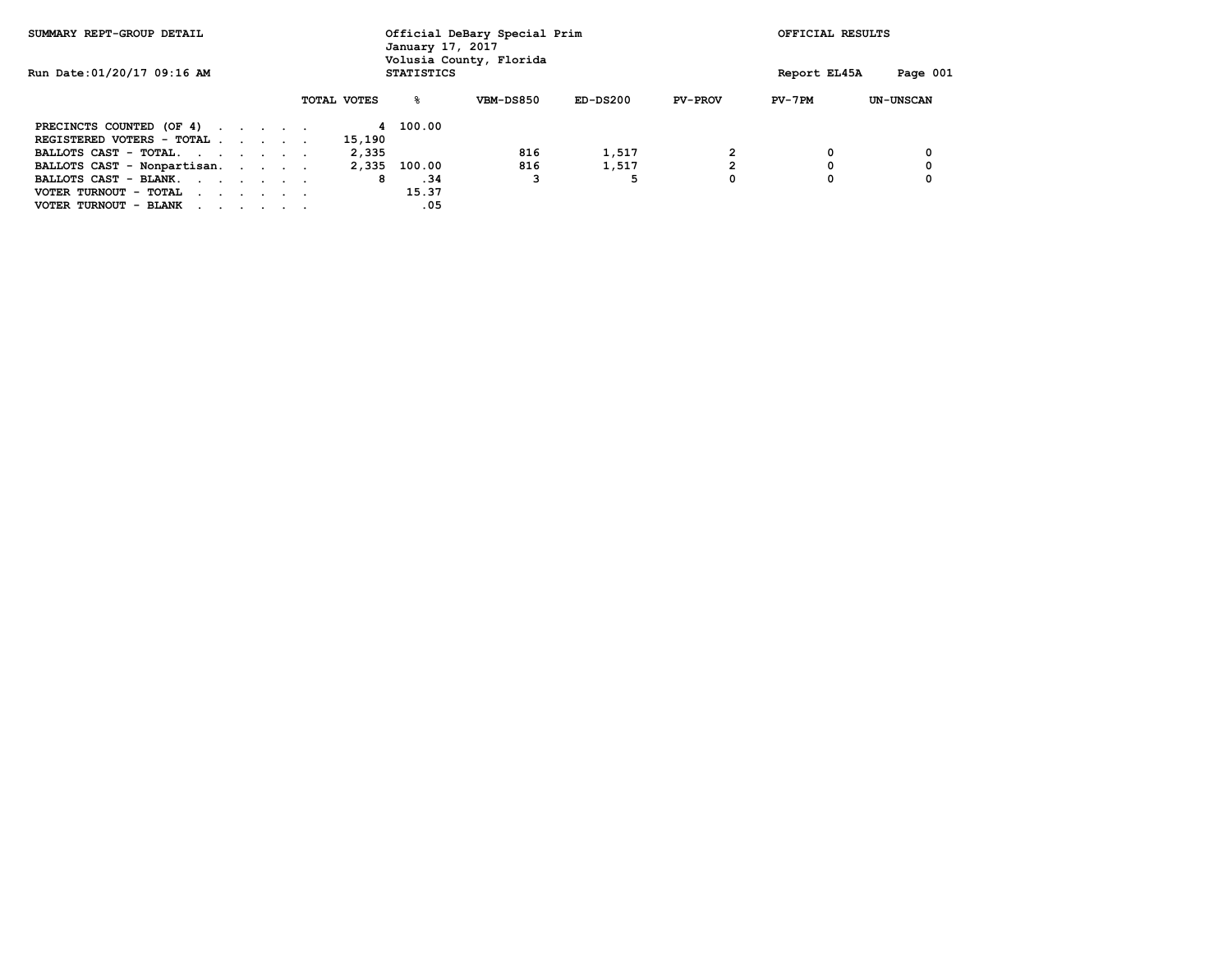SUMMARY REPT-GROUP DETAIL

Official DeBary Special Prim
January 17, 2017
Volusia County, Florida

OFFICIAL RESULTS

Run Date:01/20/17 09:16 AM

STATISTICS

Report EL45A

| | TOTAL VOTES | % | VBM-DS850 | ED-DS200 | PV-PROV | PV-7PM | UN-UNSCAN |
|---|---|---|---|---|---|---|---|
| PRECINCTS COUNTED (OF 4) . . . . . | 4 | 100.00 | | | | | |
| REGISTERED VOTERS - TOTAL . . . . . | 15,190 | | | | | | |
| BALLOTS CAST - TOTAL. . . . . . . | 2,335 | | 816 | 1,517 | 2 | 0 | 0 |
| BALLOTS CAST - Nonpartisan. . . . . | 2,335 | 100.00 | 816 | 1,517 | 2 | 0 | 0 |
| BALLOTS CAST - BLANK. . . . . . . | 8 | .34 | 3 | 5 | 0 | 0 | 0 |
| VOTER TURNOUT - TOTAL . . . . . . | | 15.37 | | | | | |
| VOTER TURNOUT - BLANK . . . . . . | | .05 | | | | | |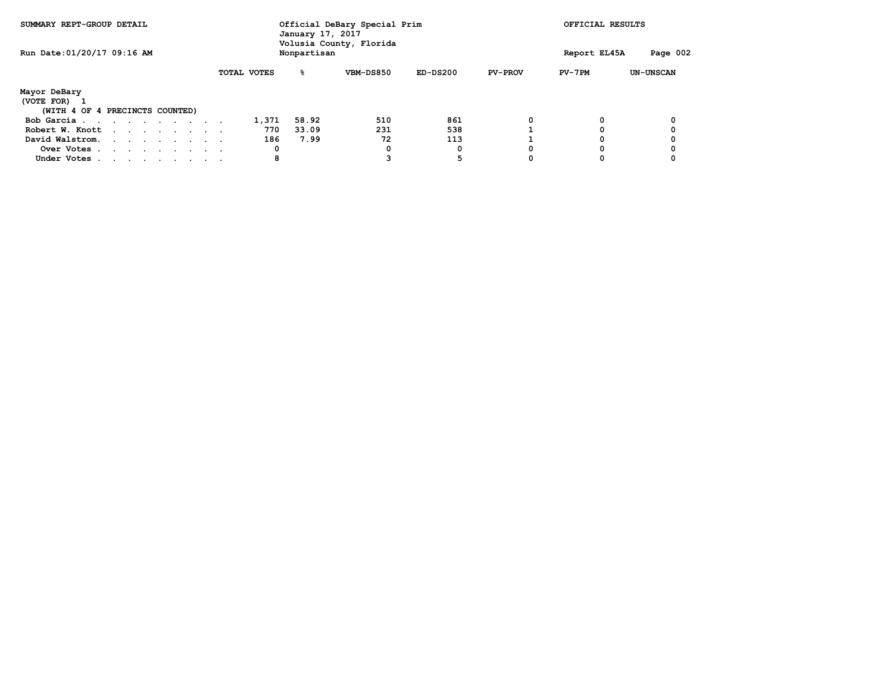SUMMARY REPT-GROUP DETAIL

Official DeBary Special Prim
January 17, 2017
Volusia County, Florida
Nonpartisan

OFFICIAL RESULTS

Run Date:01/20/17 09:16 AM

Report EL45A

**Mayor DeBary**
**(VOTE FOR) 1**
**(WITH 4 OF 4 PRECINCTS COUNTED)**

| | TOTAL VOTES | % | VBM-DS850 | ED-DS200 | PV-PROV | PV-7PM | UN-UNSCAN |
|---|---|---|---|---|---|---|---|
| Bob Garcia | 1,371 | 58.92 | 510 | 861 | 0 | 0 | 0 |
| Robert W. Knott | 770 | 33.09 | 231 | 538 | 1 | 0 | 0 |
| David Walstrom | 186 | 7.99 | 72 | 113 | 1 | 0 | 0 |
| Over Votes | 0 | | 0 | 0 | 0 | 0 | 0 |
| Under Votes | 8 | | 3 | 5 | 0 | 0 | 0 |